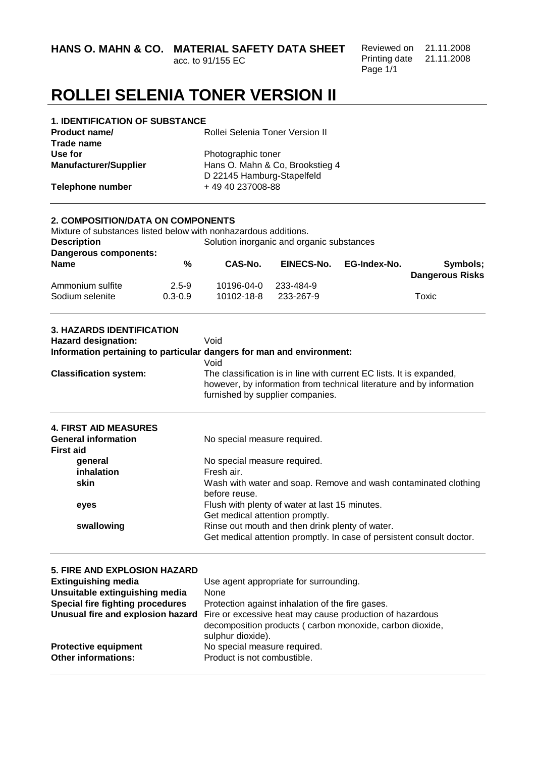**HANS O. MAHN & CO. MATERIAL SAFETY DATA SHEET**
acc. to 91/155 EC

Reviewed on 21.11.2008
Printing date 21.11.2008

# ROLLEI SELENIA TONER VERSION II

## 1. IDENTIFICATION OF SUBSTANCE

| | |
|---|---|
| **Product name/ Trade name** | Rollei Selenia Toner Version II |
| **Use for** | Photographic toner |
| **Manufacturer/Supplier** | Hans O. Mahn & Co, Brookstieg 4<br>D 22145 Hamburg-Stapelfeld |
| **Telephone number** | + 49 40 237008-88 |

## 2. COMPOSITION/DATA ON COMPONENTS

Mixture of substances listed below with nonhazardous additions.

**Description** Solution inorganic and organic substances

**Dangerous components:**

| Name | % | CAS-No. | EINECS-No. | EG-Index-No. | Symbols; Dangerous Risks |
|---|---|---|---|---|---|
| Ammonium sulfite | 2.5-9 | 10196-04-0 | 233-484-9 | | |
| Sodium selenite | 0.3-0.9 | 10102-18-8 | 233-267-9 | | Toxic |

## 3. HAZARDS IDENTIFICATION

**Hazard designation:** Void

**Information pertaining to particular dangers for man and environment:**
Void

**Classification system:** The classification is in line with current EC lists. It is expanded, however, by information from technical literature and by information furnished by supplier companies.

## 4. FIRST AID MEASURES

**General information** No special measure required.

**First aid**

- **general** No special measure required.
- **inhalation** Fresh air.
- **skin** Wash with water and soap. Remove and wash contaminated clothing before reuse.
- **eyes** Flush with plenty of water at last 15 minutes. Get medical attention promptly.
- **swallowing** Rinse out mouth and then drink plenty of water. Get medical attention promptly. In case of persistent consult doctor.

## 5. FIRE AND EXPLOSION HAZARD

| | |
|---|---|
| **Extinguishing media** | Use agent appropriate for surrounding. |
| **Unsuitable extinguishing media** | None |
| **Special fire fighting procedures** | Protection against inhalation of the fire gases. |
| **Unusual fire and explosion hazard** | Fire or excessive heat may cause production of hazardous decomposition products ( carbon monoxide, carbon dioxide, sulphur dioxide). |
| **Protective equipment** | No special measure required. |
| **Other informations:** | Product is not combustible. |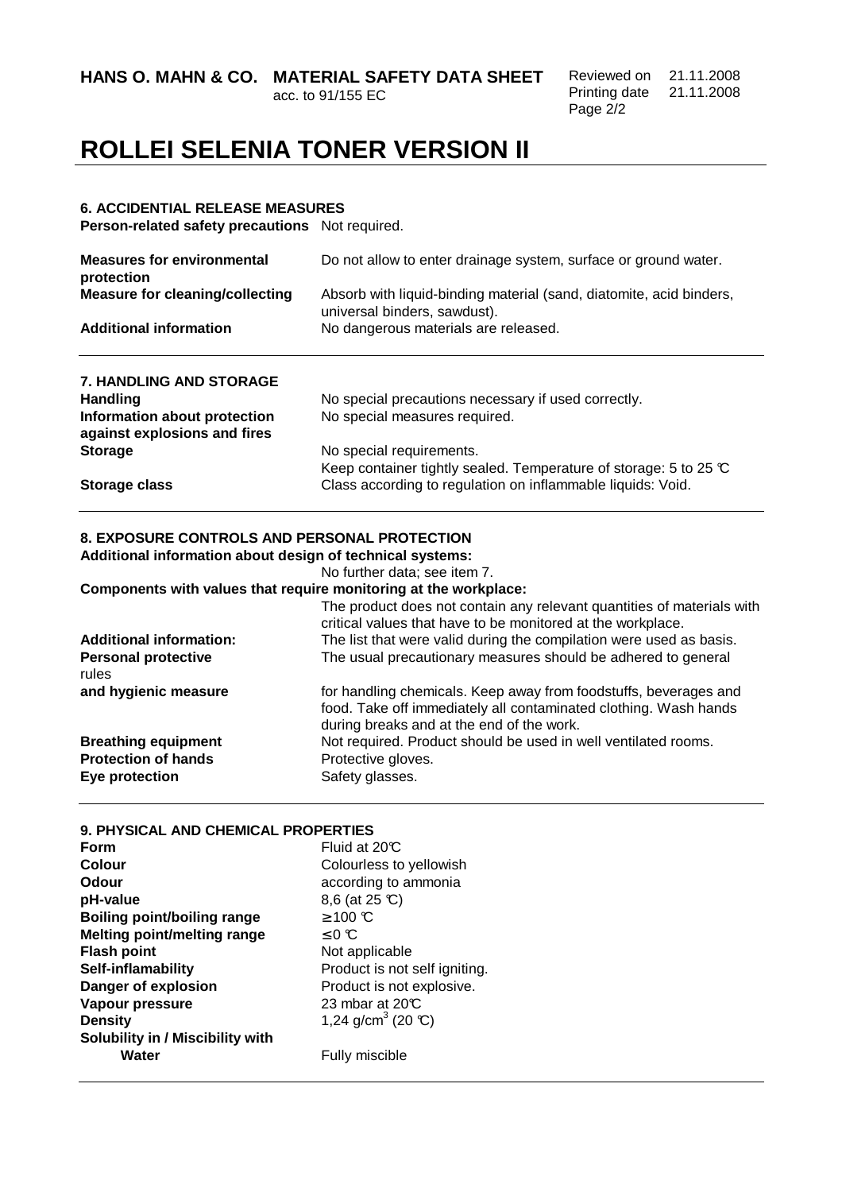# ROLLEI SELENIA TONER VERSION II

## 6. ACCIDENTIAL RELEASE MEASURES

| | |
|---|---|
| **Person-related safety precautions** | Not required. |
| **Measures for environmental protection** | Do not allow to enter drainage system, surface or ground water. |
| **Measure for cleaning/collecting** | Absorb with liquid-binding material (sand, diatomite, acid binders, universal binders, sawdust). |
| **Additional information** | No dangerous materials are released. |

## 7. HANDLING AND STORAGE

| | |
|---|---|
| **Handling** | No special precautions necessary if used correctly. |
| **Information about protection against explosions and fires** | No special measures required. |
| **Storage** | No special requirements. Keep container tightly sealed. Temperature of storage: 5 to 25 ℃ |
| **Storage class** | Class according to regulation on inflammable liquids: Void. |

## 8. EXPOSURE CONTROLS AND PERSONAL PROTECTION

**Additional information about design of technical systems:**
No further data; see item 7.

**Components with values that require monitoring at the workplace:**
The product does not contain any relevant quantities of materials with critical values that have to be monitored at the workplace.

| | |
|---|---|
| **Additional information:** | The list that were valid during the compilation were used as basis. |
| **Personal protective rules and hygienic measure** | The usual precautionary measures should be adhered to general for handling chemicals. Keep away from foodstuffs, beverages and food. Take off immediately all contaminated clothing. Wash hands during breaks and at the end of the work. |
| **Breathing equipment** | Not required. Product should be used in well ventilated rooms. |
| **Protection of hands** | Protective gloves. |
| **Eye protection** | Safety glasses. |

## 9. PHYSICAL AND CHEMICAL PROPERTIES

| | |
|---|---|
| **Form** | Fluid at 20℃ |
| **Colour** | Colourless to yellowish |
| **Odour** | according to ammonia |
| **pH-value** | 8,6 (at 25 ℃) |
| **Boiling point/boiling range** | ≥ 100 ℃ |
| **Melting point/melting range** | ≤ 0 ℃ |
| **Flash point** | Not applicable |
| **Self-inflamability** | Product is not self igniting. |
| **Danger of explosion** | Product is not explosive. |
| **Vapour pressure** | 23 mbar at 20℃ |
| **Density** | 1,24 g/cm$^3$ (20 ℃) |
| **Solubility in / Miscibility with Water** | Fully miscible |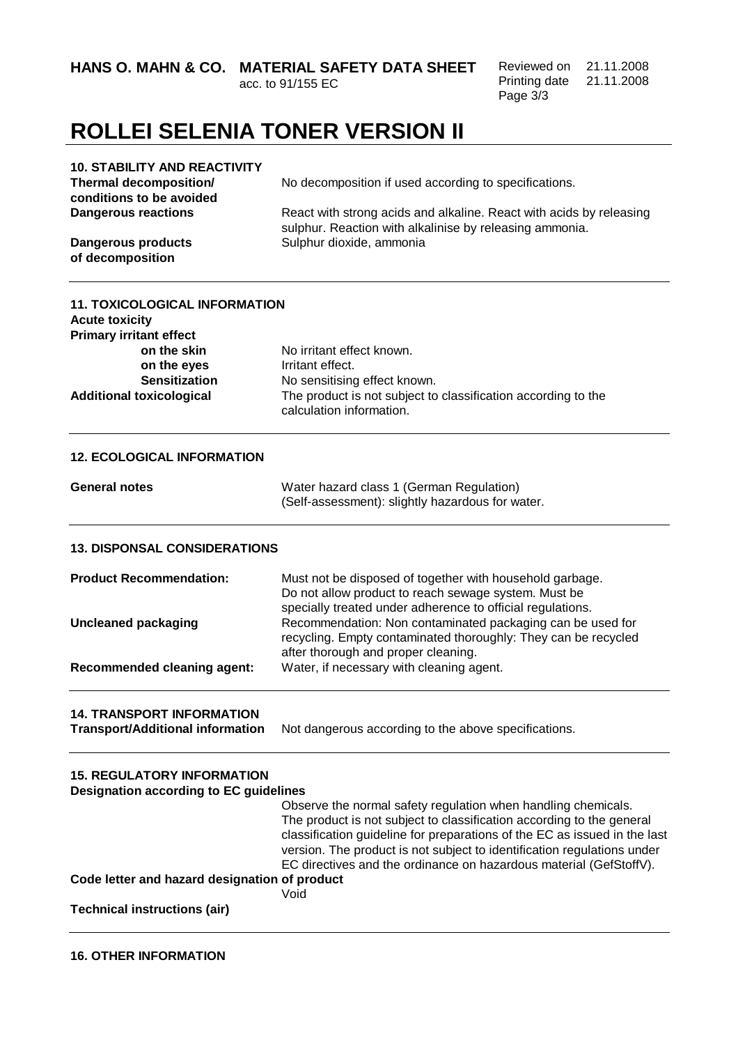# ROLLEI SELENIA TONER VERSION II

## 10. STABILITY AND REACTIVITY

**Thermal decomposition/ conditions to be avoided** No decomposition if used according to specifications.

**Dangerous reactions** React with strong acids and alkaline. React with acids by releasing sulphur. Reaction with alkalinise by releasing ammonia.

**Dangerous products of decomposition** Sulphur dioxide, ammonia

## 11. TOXICOLOGICAL INFORMATION

**Acute toxicity**

**Primary irritant effect**

- **on the skin** No irritant effect known.
- **on the eyes** Irritant effect.
- **Sensitization** No sensitising effect known.

**Additional toxicological** The product is not subject to classification according to the calculation information.

## 12. ECOLOGICAL INFORMATION

**General notes** Water hazard class 1 (German Regulation) (Self-assessment): slightly hazardous for water.

## 13. DISPONSAL CONSIDERATIONS

**Product Recommendation:** Must not be disposed of together with household garbage. Do not allow product to reach sewage system. Must be specially treated under adherence to official regulations.

**Uncleaned packaging** Recommendation: Non contaminated packaging can be used for recycling. Empty contaminated thoroughly: They can be recycled after thorough and proper cleaning.

**Recommended cleaning agent:** Water, if necessary with cleaning agent.

## 14. TRANSPORT INFORMATION

**Transport/Additional information** Not dangerous according to the above specifications.

## 15. REGULATORY INFORMATION

**Designation according to EC guidelines**

Observe the normal safety regulation when handling chemicals. The product is not subject to classification according to the general classification guideline for preparations of the EC as issued in the last version. The product is not subject to identification regulations under EC directives and the ordinance on hazardous material (GefStoffV).

**Code letter and hazard designation of product**

Void

**Technical instructions (air)**

## 16. OTHER INFORMATION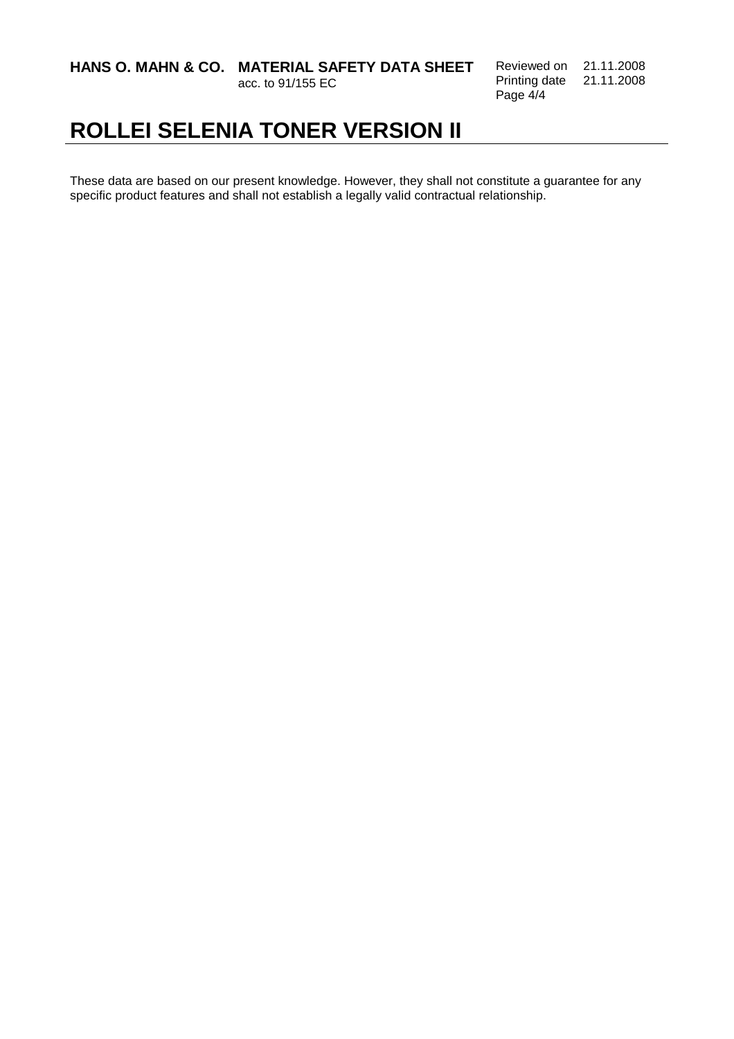These data are based on our present knowledge. However, they shall not constitute a guarantee for any specific product features and shall not establish a legally valid contractual relationship.